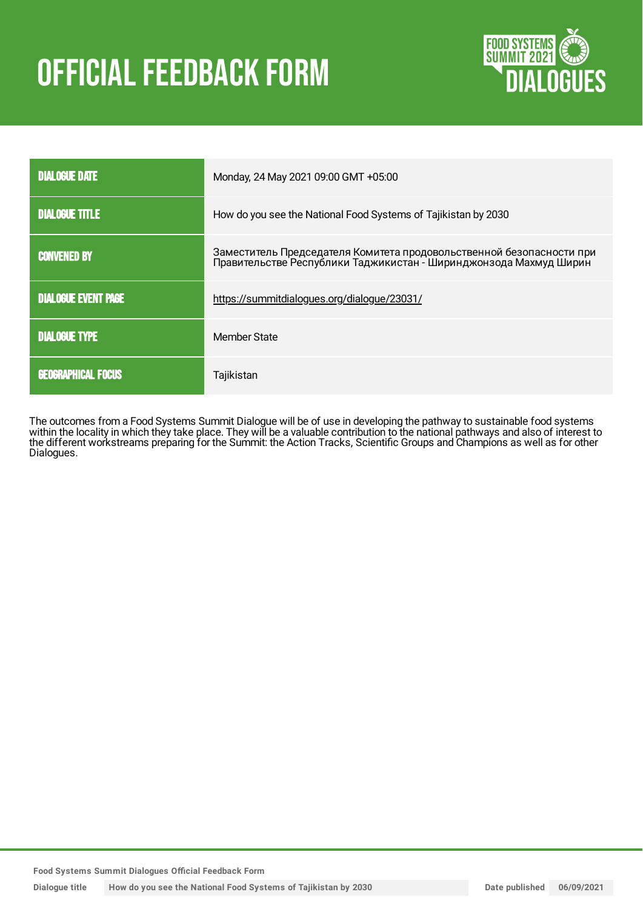# OFFICIAL FEEDBACK FORM

| | |
|---|---|
| DIALOGUE DATE | Monday, 24 May 2021 09:00 GMT +05:00 |
| DIALOGUE TITLE | How do you see the National Food Systems of Tajikistan by 2030 |
| CONVENED BY | Заместитель Председателя Комитета продовольственной безопасности при Правительстве Республики Таджикистан - Ширинджонзода Махмуд Ширин |
| DIALOGUE EVENT PAGE | https://summitdialogues.org/dialogue/23031/ |
| DIALOGUE TYPE | Member State |
| GEOGRAPHICAL FOCUS | Tajikistan |

The outcomes from a Food Systems Summit Dialogue will be of use in developing the pathway to sustainable food systems within the locality in which they take place. They will be a valuable contribution to the national pathways and also of interest to the different workstreams preparing for the Summit: the Action Tracks, Scientific Groups and Champions as well as for other Dialogues.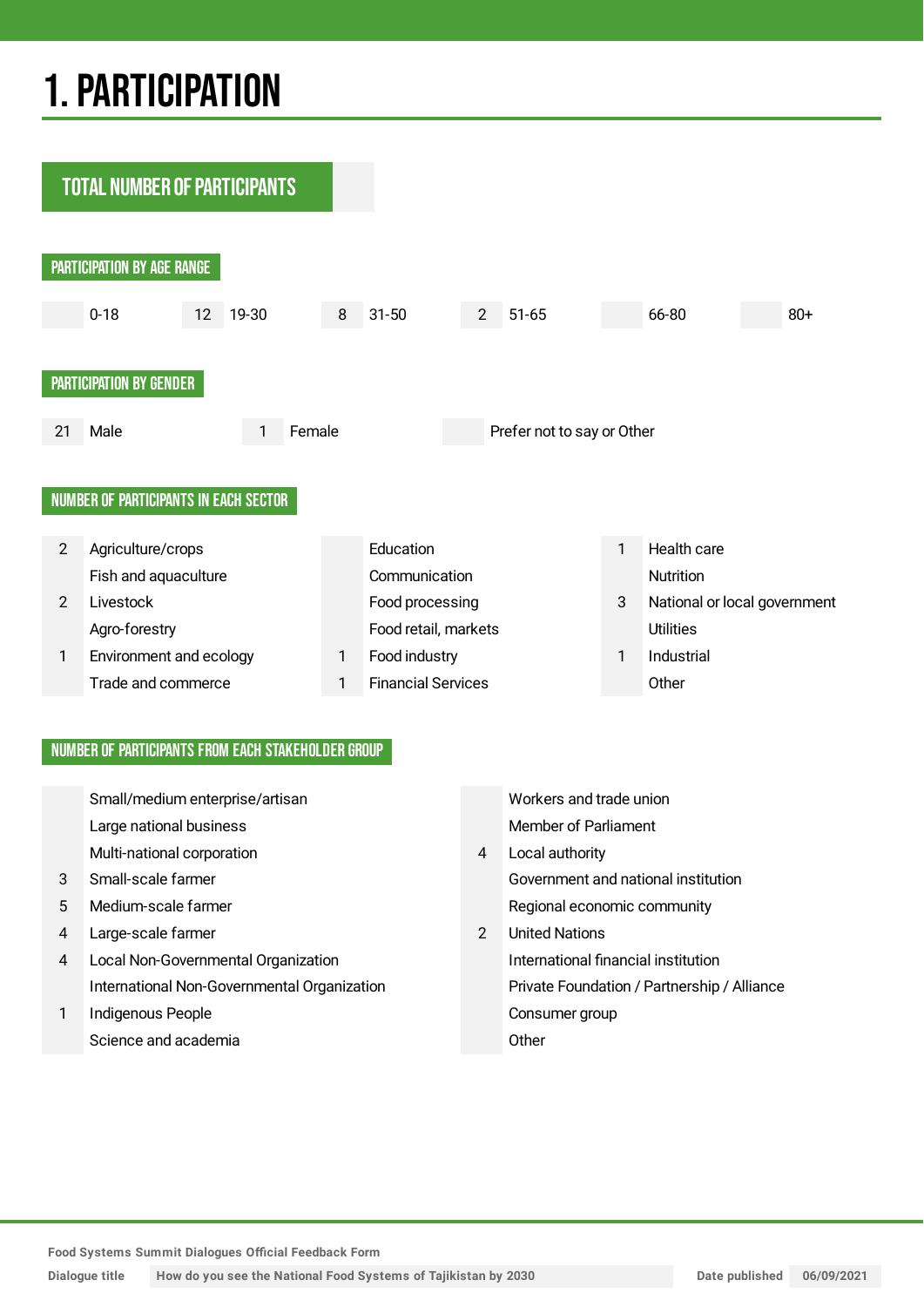# 1. PARTICIPATION

## TOTAL NUMBER OF PARTICIPANTS

### PARTICIPATION BY AGE RANGE

| | 0-18 | 12 | 19-30 | 8 | 31-50 | 2 | 51-65 | | 66-80 | | 80+ |
|---|---|---|---|---|---|---|---|---|---|---|---|

### PARTICIPATION BY GENDER

| 21 | Male | 1 | Female | | Prefer not to say or Other |
|---|---|---|---|---|---|

### NUMBER OF PARTICIPANTS IN EACH SECTOR

| | | | | | |
|---|---|---|---|---|---|
| 2 | Agriculture/crops | | Education | 1 | Health care |
| | Fish and aquaculture | | Communication | | Nutrition |
| 2 | Livestock | | Food processing | 3 | National or local government |
| | Agro-forestry | | Food retail, markets | | Utilities |
| 1 | Environment and ecology | 1 | Food industry | 1 | Industrial |
| | Trade and commerce | 1 | Financial Services | | Other |

### NUMBER OF PARTICIPANTS FROM EACH STAKEHOLDER GROUP

| | | | |
|---|---|---|---|
| | Small/medium enterprise/artisan | | Workers and trade union |
| | Large national business | | Member of Parliament |
| | Multi-national corporation | 4 | Local authority |
| 3 | Small-scale farmer | | Government and national institution |
| 5 | Medium-scale farmer | | Regional economic community |
| 4 | Large-scale farmer | 2 | United Nations |
| 4 | Local Non-Governmental Organization | | International financial institution |
| | International Non-Governmental Organization | | Private Foundation / Partnership / Alliance |
| 1 | Indigenous People | | Consumer group |
| | Science and academia | | Other |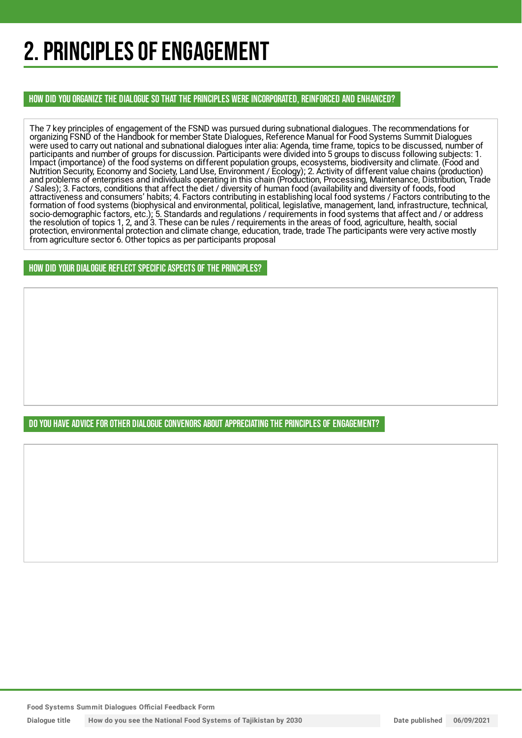# 2. PRINCIPLES OF ENGAGEMENT

## HOW DID YOU ORGANIZE THE DIALOGUE SO THAT THE PRINCIPLES WERE INCORPORATED, REINFORCED AND ENHANCED?

The 7 key principles of engagement of the FSND was pursued during subnational dialogues. The recommendations for organizing FSND of the Handbook for member State Dialogues, Reference Manual for Food Systems Summit Dialogues were used to carry out national and subnational dialogues inter alia: Agenda, time frame, topics to be discussed, number of participants and number of groups for discussion. Participants were divided into 5 groups to discuss following subjects: 1. Impact (importance) of the food systems on different population groups, ecosystems, biodiversity and climate. (Food and Nutrition Security, Economy and Society, Land Use, Environment / Ecology); 2. Activity of different value chains (production) and problems of enterprises and individuals operating in this chain (Production, Processing, Maintenance, Distribution, Trade / Sales); 3. Factors, conditions that affect the diet / diversity of human food (availability and diversity of foods, food attractiveness and consumers' habits; 4. Factors contributing in establishing local food systems / Factors contributing to the formation of food systems (biophysical and environmental, political, legislative, management, land, infrastructure, technical, socio-demographic factors, etc.); 5. Standards and regulations / requirements in food systems that affect and / or address the resolution of topics 1, 2, and 3. These can be rules / requirements in the areas of food, agriculture, health, social protection, environmental protection and climate change, education, trade, trade The participants were very active mostly from agriculture sector 6. Other topics as per participants proposal

## HOW DID YOUR DIALOGUE REFLECT SPECIFIC ASPECTS OF THE PRINCIPLES?

## DO YOU HAVE ADVICE FOR OTHER DIALOGUE CONVENORS ABOUT APPRECIATING THE PRINCIPLES OF ENGAGEMENT?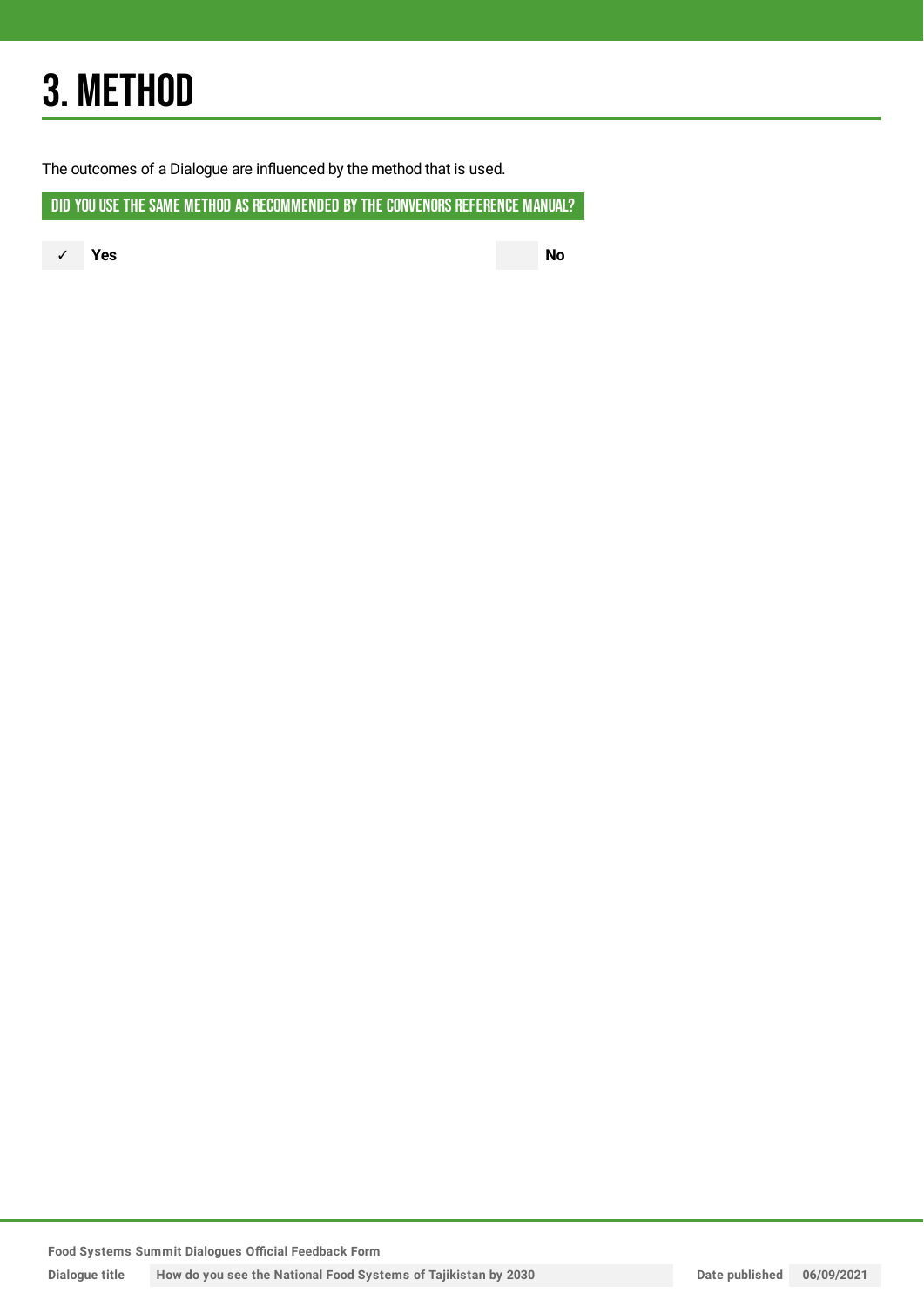# 3. METHOD

The outcomes of a Dialogue are influenced by the method that is used.

## DID YOU USE THE SAME METHOD AS RECOMMENDED BY THE CONVENORS REFERENCE MANUAL?

✓ **Yes**

**No**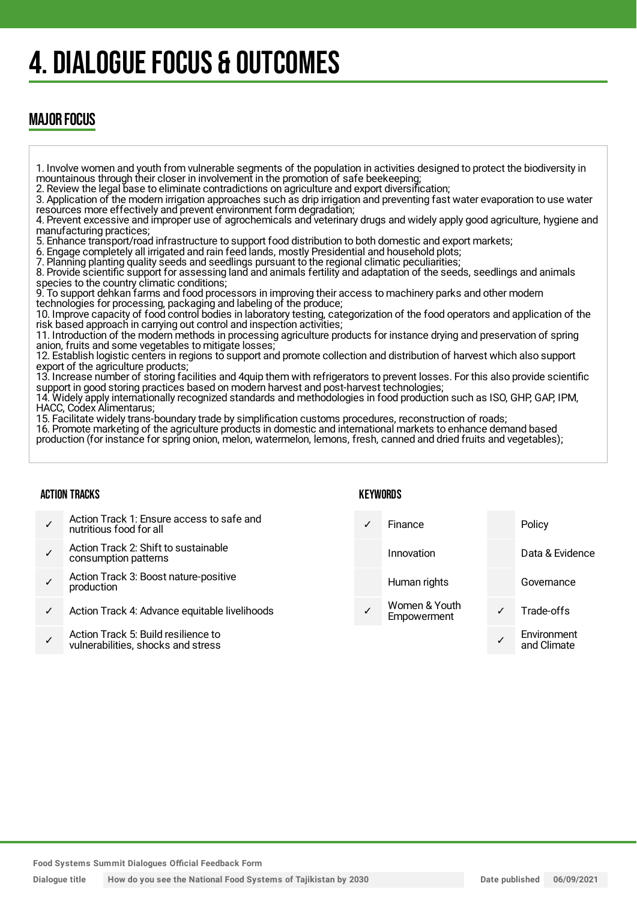# 4. DIALOGUE FOCUS & OUTCOMES

## MAJOR FOCUS

1. Involve women and youth from vulnerable segments of the population in activities designed to protect the biodiversity in mountainous through their closer in involvement in the promotion of safe beekeeping;
2. Review the legal base to eliminate contradictions on agriculture and export diversification;
3. Application of the modern irrigation approaches such as drip irrigation and preventing fast water evaporation to use water resources more effectively and prevent environment form degradation;
4. Prevent excessive and improper use of agrochemicals and veterinary drugs and widely apply good agriculture, hygiene and manufacturing practices;
5. Enhance transport/road infrastructure to support food distribution to both domestic and export markets;
6. Engage completely all irrigated and rain feed lands, mostly Presidential and household plots;
7. Planning planting quality seeds and seedlings pursuant to the regional climatic peculiarities;
8. Provide scientific support for assessing land and animals fertility and adaptation of the seeds, seedlings and animals species to the country climatic conditions;
9. To support dehkan farms and food processors in improving their access to machinery parks and other modern technologies for processing, packaging and labeling of the produce;
10. Improve capacity of food control bodies in laboratory testing, categorization of the food operators and application of the risk based approach in carrying out control and inspection activities;
11. Introduction of the modern methods in processing agriculture products for instance drying and preservation of spring anion, fruits and some vegetables to mitigate losses;
12. Establish logistic centers in regions to support and promote collection and distribution of harvest which also support export of the agriculture products;
13. Increase number of storing facilities and 4quip them with refrigerators to prevent losses. For this also provide scientific support in good storing practices based on modern harvest and post-harvest technologies;
14. Widely apply internationally recognized standards and methodologies in food production such as ISO, GHP, GAP, IPM, HACC, Codex Alimentarus;
15. Facilitate widely trans-boundary trade by simplification customs procedures, reconstruction of roads;
16. Promote marketing of the agriculture products in domestic and international markets to enhance demand based production (for instance for spring onion, melon, watermelon, lemons, fresh, canned and dried fruits and vegetables);

### ACTION TRACKS

| | |
|---|---|
| ✓ | Action Track 1: Ensure access to safe and nutritious food for all |
| ✓ | Action Track 2: Shift to sustainable consumption patterns |
| ✓ | Action Track 3: Boost nature-positive production |
| ✓ | Action Track 4: Advance equitable livelihoods |
| ✓ | Action Track 5: Build resilience to vulnerabilities, shocks and stress |

### KEYWORDS

| | | | |
|---|---|---|---|
| ✓ | Finance | | Policy |
| | Innovation | | Data & Evidence |
| | Human rights | | Governance |
| ✓ | Women & Youth Empowerment | ✓ | Trade-offs |
| | | ✓ | Environment and Climate |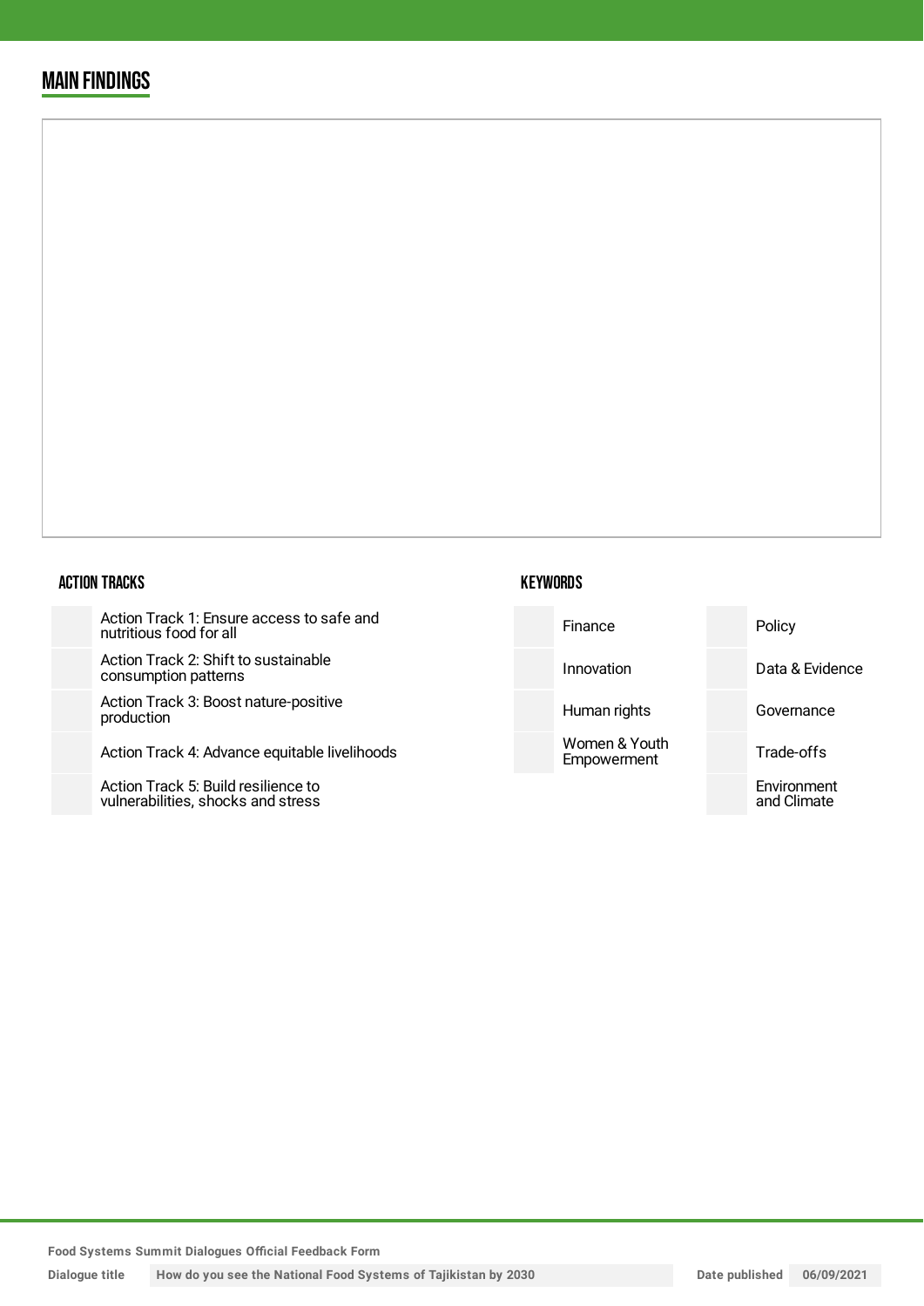## MAIN FINDINGS

### ACTION TRACKS

| | |
|---|---|
| | Action Track 1: Ensure access to safe and nutritious food for all |
| | Action Track 2: Shift to sustainable consumption patterns |
| | Action Track 3: Boost nature-positive production |
| | Action Track 4: Advance equitable livelihoods |
| | Action Track 5: Build resilience to vulnerabilities, shocks and stress |

### KEYWORDS

| | | | |
|---|---|---|---|
| | Finance | | Policy |
| | Innovation | | Data & Evidence |
| | Human rights | | Governance |
| | Women & Youth Empowerment | | Trade-offs |
| | | | Environment and Climate |

Food Systems Summit Dialogues Official Feedback Form

Dialogue title: How do you see the National Food Systems of Tajikistan by 2030

Date published: 06/09/2021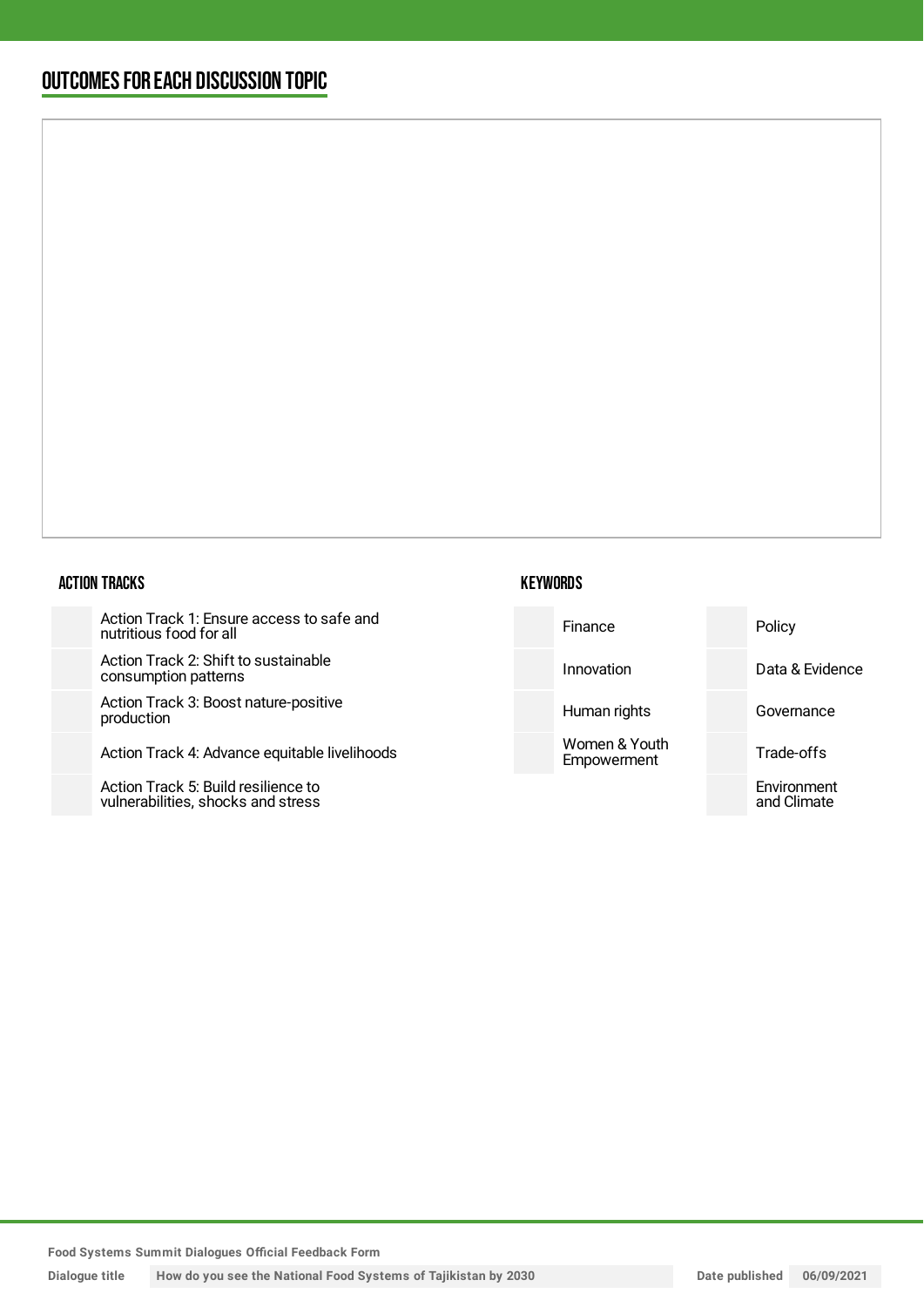## OUTCOMES FOR EACH DISCUSSION TOPIC

### ACTION TRACKS

| | |
|---|---|
| | Action Track 1: Ensure access to safe and nutritious food for all |
| | Action Track 2: Shift to sustainable consumption patterns |
| | Action Track 3: Boost nature-positive production |
| | Action Track 4: Advance equitable livelihoods |
| | Action Track 5: Build resilience to vulnerabilities, shocks and stress |

### KEYWORDS

| | | | |
|---|---|---|---|
| | Finance | | Policy |
| | Innovation | | Data & Evidence |
| | Human rights | | Governance |
| | Women & Youth Empowerment | | Trade-offs |
| | | | Environment and Climate |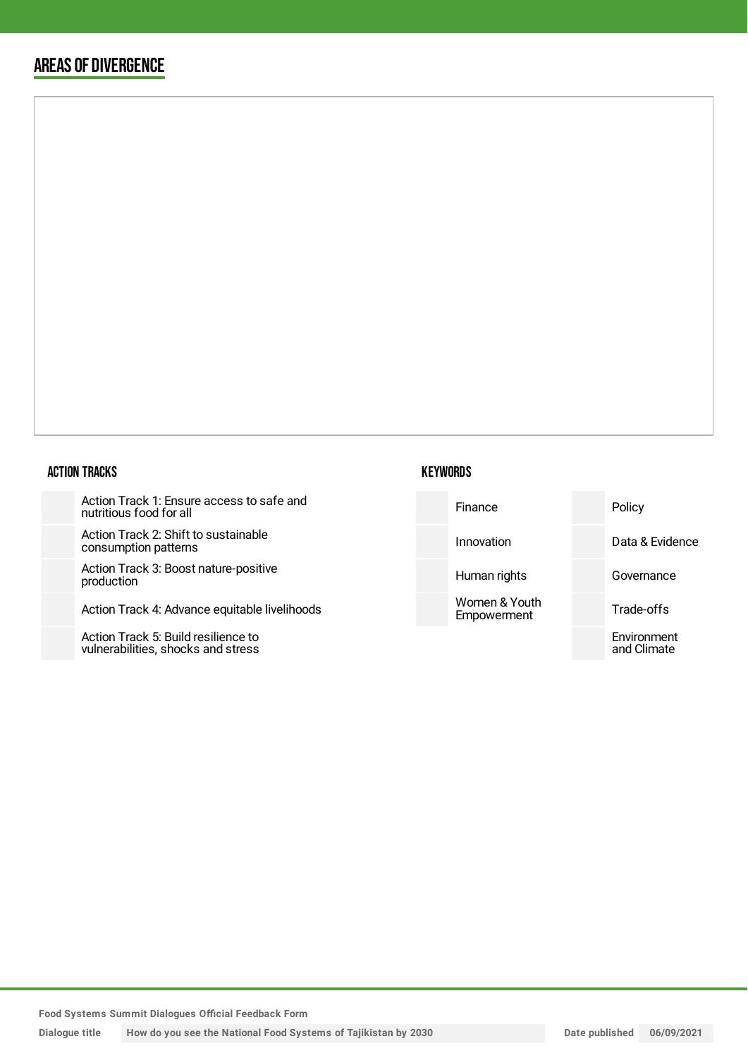## AREAS OF DIVERGENCE

### ACTION TRACKS

- Action Track 1: Ensure access to safe and nutritious food for all
- Action Track 2: Shift to sustainable consumption patterns
- Action Track 3: Boost nature-positive production
- Action Track 4: Advance equitable livelihoods
- Action Track 5: Build resilience to vulnerabilities, shocks and stress

### KEYWORDS

| | |
|---|---|
| Finance | Policy |
| Innovation | Data & Evidence |
| Human rights | Governance |
| Women & Youth Empowerment | Trade-offs |
| | Environment and Climate |

Food Systems Summit Dialogues Official Feedback Form

Dialogue title: How do you see the National Food Systems of Tajikistan by 2030

Date published: 06/09/2021